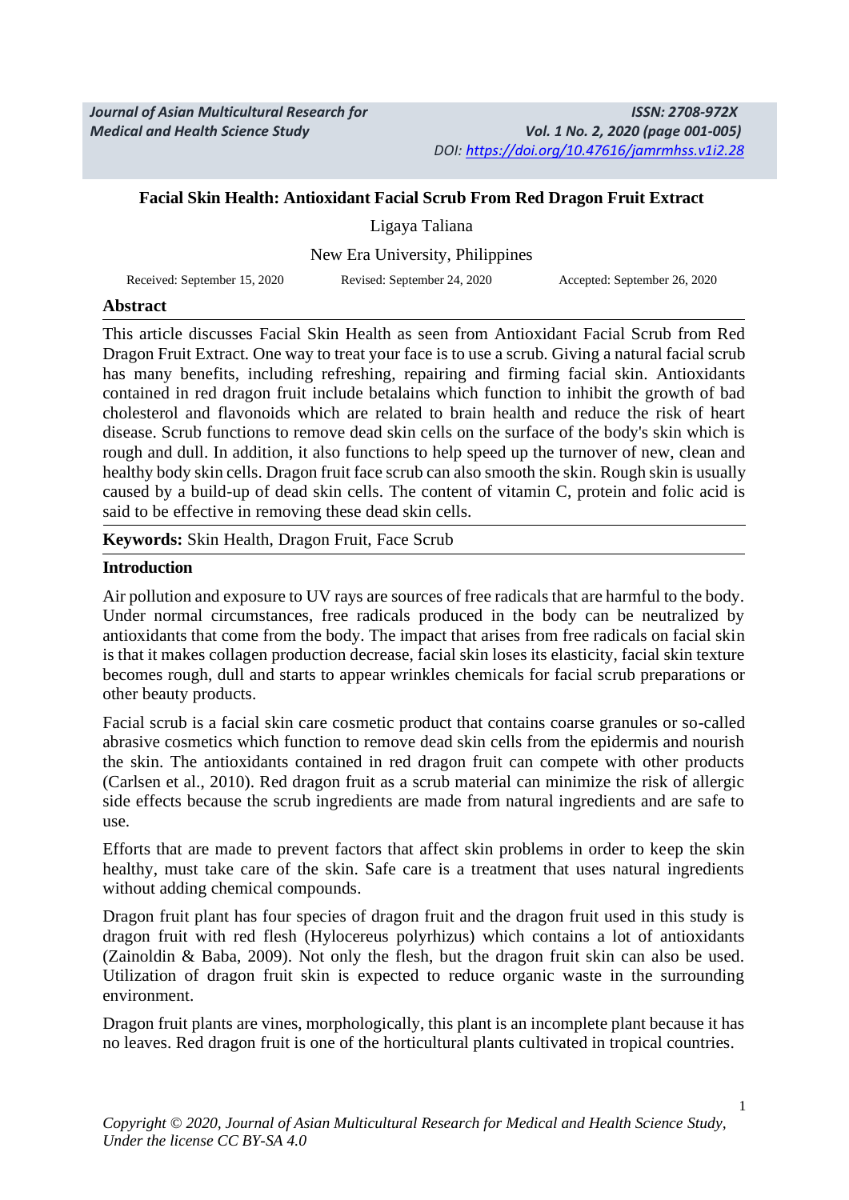# Facial Skin Health: Antioxidant Facial Scrub From Red Dragon Fruit Extract

Ligaya Taliana

New Era University, Philippines

Received: September 15, 2020 Revised: September 24, 2020 Accepted: September 26, 2020

## Abstract

This article discusses Facial Skin Health as seen from Antioxidant Facial Scrub from Red Dragon Fruit Extract. One way to treat your face is to use a scrub. Giving a natural facial scrub has many benefits, including refreshing, repairing and firming facial skin. Antioxidants contained in red dragon fruit include betalains which function to inhibit the growth of bad cholesterol and flavonoids which are related to brain health and reduce the risk of heart disease. Scrub functions to remove dead skin cells on the surface of the body's skin which is rough and dull. In addition, it also functions to help speed up the turnover of new, clean and healthy body skin cells. Dragon fruit face scrub can also smooth the skin. Rough skin is usually caused by a build-up of dead skin cells. The content of vitamin C, protein and folic acid is said to be effective in removing these dead skin cells.

**Keywords:** Skin Health, Dragon Fruit, Face Scrub

## Introduction

Air pollution and exposure to UV rays are sources of free radicals that are harmful to the body. Under normal circumstances, free radicals produced in the body can be neutralized by antioxidants that come from the body. The impact that arises from free radicals on facial skin is that it makes collagen production decrease, facial skin loses its elasticity, facial skin texture becomes rough, dull and starts to appear wrinkles chemicals for facial scrub preparations or other beauty products.

Facial scrub is a facial skin care cosmetic product that contains coarse granules or so-called abrasive cosmetics which function to remove dead skin cells from the epidermis and nourish the skin. The antioxidants contained in red dragon fruit can compete with other products (Carlsen et al., 2010). Red dragon fruit as a scrub material can minimize the risk of allergic side effects because the scrub ingredients are made from natural ingredients and are safe to use.

Efforts that are made to prevent factors that affect skin problems in order to keep the skin healthy, must take care of the skin. Safe care is a treatment that uses natural ingredients without adding chemical compounds.

Dragon fruit plant has four species of dragon fruit and the dragon fruit used in this study is dragon fruit with red flesh (Hylocereus polyrhizus) which contains a lot of antioxidants (Zainoldin & Baba, 2009). Not only the flesh, but the dragon fruit skin can also be used. Utilization of dragon fruit skin is expected to reduce organic waste in the surrounding environment.

Dragon fruit plants are vines, morphologically, this plant is an incomplete plant because it has no leaves. Red dragon fruit is one of the horticultural plants cultivated in tropical countries.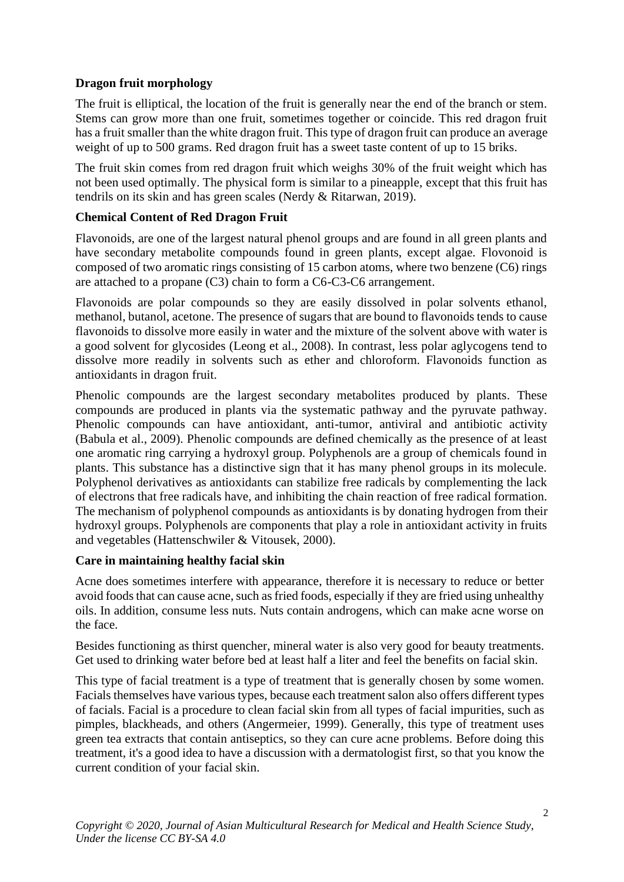**Dragon fruit morphology**

The fruit is elliptical, the location of the fruit is generally near the end of the branch or stem. Stems can grow more than one fruit, sometimes together or coincide. This red dragon fruit has a fruit smaller than the white dragon fruit. This type of dragon fruit can produce an average weight of up to 500 grams. Red dragon fruit has a sweet taste content of up to 15 briks.

The fruit skin comes from red dragon fruit which weighs 30% of the fruit weight which has not been used optimally. The physical form is similar to a pineapple, except that this fruit has tendrils on its skin and has green scales (Nerdy & Ritarwan, 2019).

**Chemical Content of Red Dragon Fruit**

Flavonoids, are one of the largest natural phenol groups and are found in all green plants and have secondary metabolite compounds found in green plants, except algae. Flovonoid is composed of two aromatic rings consisting of 15 carbon atoms, where two benzene (C6) rings are attached to a propane (C3) chain to form a C6-C3-C6 arrangement.

Flavonoids are polar compounds so they are easily dissolved in polar solvents ethanol, methanol, butanol, acetone. The presence of sugars that are bound to flavonoids tends to cause flavonoids to dissolve more easily in water and the mixture of the solvent above with water is a good solvent for glycosides (Leong et al., 2008). In contrast, less polar aglycogens tend to dissolve more readily in solvents such as ether and chloroform. Flavonoids function as antioxidants in dragon fruit.

Phenolic compounds are the largest secondary metabolites produced by plants. These compounds are produced in plants via the systematic pathway and the pyruvate pathway. Phenolic compounds can have antioxidant, anti-tumor, antiviral and antibiotic activity (Babula et al., 2009). Phenolic compounds are defined chemically as the presence of at least one aromatic ring carrying a hydroxyl group. Polyphenols are a group of chemicals found in plants. This substance has a distinctive sign that it has many phenol groups in its molecule. Polyphenol derivatives as antioxidants can stabilize free radicals by complementing the lack of electrons that free radicals have, and inhibiting the chain reaction of free radical formation. The mechanism of polyphenol compounds as antioxidants is by donating hydrogen from their hydroxyl groups. Polyphenols are components that play a role in antioxidant activity in fruits and vegetables (Hattenschwiler & Vitousek, 2000).

**Care in maintaining healthy facial skin**

Acne does sometimes interfere with appearance, therefore it is necessary to reduce or better avoid foods that can cause acne, such as fried foods, especially if they are fried using unhealthy oils. In addition, consume less nuts. Nuts contain androgens, which can make acne worse on the face.

Besides functioning as thirst quencher, mineral water is also very good for beauty treatments. Get used to drinking water before bed at least half a liter and feel the benefits on facial skin.

This type of facial treatment is a type of treatment that is generally chosen by some women. Facials themselves have various types, because each treatment salon also offers different types of facials. Facial is a procedure to clean facial skin from all types of facial impurities, such as pimples, blackheads, and others (Angermeier, 1999). Generally, this type of treatment uses green tea extracts that contain antiseptics, so they can cure acne problems. Before doing this treatment, it's a good idea to have a discussion with a dermatologist first, so that you know the current condition of your facial skin.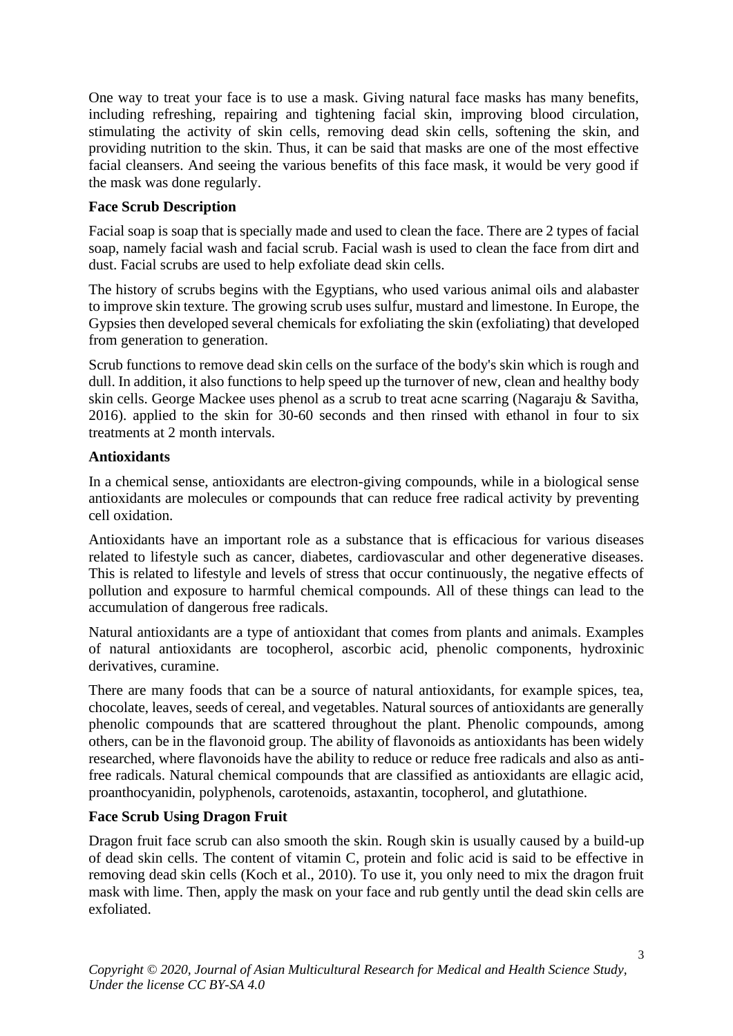One way to treat your face is to use a mask. Giving natural face masks has many benefits, including refreshing, repairing and tightening facial skin, improving blood circulation, stimulating the activity of skin cells, removing dead skin cells, softening the skin, and providing nutrition to the skin. Thus, it can be said that masks are one of the most effective facial cleansers. And seeing the various benefits of this face mask, it would be very good if the mask was done regularly.

**Face Scrub Description**

Facial soap is soap that is specially made and used to clean the face. There are 2 types of facial soap, namely facial wash and facial scrub. Facial wash is used to clean the face from dirt and dust. Facial scrubs are used to help exfoliate dead skin cells.

The history of scrubs begins with the Egyptians, who used various animal oils and alabaster to improve skin texture. The growing scrub uses sulfur, mustard and limestone. In Europe, the Gypsies then developed several chemicals for exfoliating the skin (exfoliating) that developed from generation to generation.

Scrub functions to remove dead skin cells on the surface of the body's skin which is rough and dull. In addition, it also functions to help speed up the turnover of new, clean and healthy body skin cells. George Mackee uses phenol as a scrub to treat acne scarring (Nagaraju & Savitha, 2016). applied to the skin for 30-60 seconds and then rinsed with ethanol in four to six treatments at 2 month intervals.

**Antioxidants**

In a chemical sense, antioxidants are electron-giving compounds, while in a biological sense antioxidants are molecules or compounds that can reduce free radical activity by preventing cell oxidation.

Antioxidants have an important role as a substance that is efficacious for various diseases related to lifestyle such as cancer, diabetes, cardiovascular and other degenerative diseases. This is related to lifestyle and levels of stress that occur continuously, the negative effects of pollution and exposure to harmful chemical compounds. All of these things can lead to the accumulation of dangerous free radicals.

Natural antioxidants are a type of antioxidant that comes from plants and animals. Examples of natural antioxidants are tocopherol, ascorbic acid, phenolic components, hydroxinic derivatives, curamine.

There are many foods that can be a source of natural antioxidants, for example spices, tea, chocolate, leaves, seeds of cereal, and vegetables. Natural sources of antioxidants are generally phenolic compounds that are scattered throughout the plant. Phenolic compounds, among others, can be in the flavonoid group. The ability of flavonoids as antioxidants has been widely researched, where flavonoids have the ability to reduce or reduce free radicals and also as anti-free radicals. Natural chemical compounds that are classified as antioxidants are ellagic acid, proanthocyanidin, polyphenols, carotenoids, astaxantin, tocopherol, and glutathione.

**Face Scrub Using Dragon Fruit**

Dragon fruit face scrub can also smooth the skin. Rough skin is usually caused by a build-up of dead skin cells. The content of vitamin C, protein and folic acid is said to be effective in removing dead skin cells (Koch et al., 2010). To use it, you only need to mix the dragon fruit mask with lime. Then, apply the mask on your face and rub gently until the dead skin cells are exfoliated.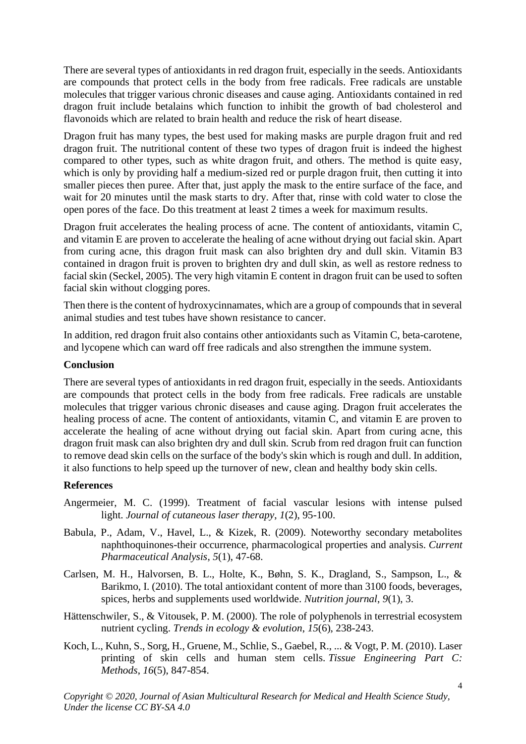There are several types of antioxidants in red dragon fruit, especially in the seeds. Antioxidants are compounds that protect cells in the body from free radicals. Free radicals are unstable molecules that trigger various chronic diseases and cause aging. Antioxidants contained in red dragon fruit include betalains which function to inhibit the growth of bad cholesterol and flavonoids which are related to brain health and reduce the risk of heart disease.

Dragon fruit has many types, the best used for making masks are purple dragon fruit and red dragon fruit. The nutritional content of these two types of dragon fruit is indeed the highest compared to other types, such as white dragon fruit, and others. The method is quite easy, which is only by providing half a medium-sized red or purple dragon fruit, then cutting it into smaller pieces then puree. After that, just apply the mask to the entire surface of the face, and wait for 20 minutes until the mask starts to dry. After that, rinse with cold water to close the open pores of the face. Do this treatment at least 2 times a week for maximum results.

Dragon fruit accelerates the healing process of acne. The content of antioxidants, vitamin C, and vitamin E are proven to accelerate the healing of acne without drying out facial skin. Apart from curing acne, this dragon fruit mask can also brighten dry and dull skin. Vitamin B3 contained in dragon fruit is proven to brighten dry and dull skin, as well as restore redness to facial skin (Seckel, 2005). The very high vitamin E content in dragon fruit can be used to soften facial skin without clogging pores.

Then there is the content of hydroxycinnamates, which are a group of compounds that in several animal studies and test tubes have shown resistance to cancer.

In addition, red dragon fruit also contains other antioxidants such as Vitamin C, beta-carotene, and lycopene which can ward off free radicals and also strengthen the immune system.

**Conclusion**

There are several types of antioxidants in red dragon fruit, especially in the seeds. Antioxidants are compounds that protect cells in the body from free radicals. Free radicals are unstable molecules that trigger various chronic diseases and cause aging. Dragon fruit accelerates the healing process of acne. The content of antioxidants, vitamin C, and vitamin E are proven to accelerate the healing of acne without drying out facial skin. Apart from curing acne, this dragon fruit mask can also brighten dry and dull skin. Scrub from red dragon fruit can function to remove dead skin cells on the surface of the body's skin which is rough and dull. In addition, it also functions to help speed up the turnover of new, clean and healthy body skin cells.

**References**

Angermeier, M. C. (1999). Treatment of facial vascular lesions with intense pulsed light. *Journal of cutaneous laser therapy*, *1*(2), 95-100.

Babula, P., Adam, V., Havel, L., & Kizek, R. (2009). Noteworthy secondary metabolites naphthoquinones-their occurrence, pharmacological properties and analysis. *Current Pharmaceutical Analysis*, *5*(1), 47-68.

Carlsen, M. H., Halvorsen, B. L., Holte, K., Bøhn, S. K., Dragland, S., Sampson, L., & Barikmo, I. (2010). The total antioxidant content of more than 3100 foods, beverages, spices, herbs and supplements used worldwide. *Nutrition journal*, *9*(1), 3.

Hättenschwiler, S., & Vitousek, P. M. (2000). The role of polyphenols in terrestrial ecosystem nutrient cycling. *Trends in ecology & evolution*, *15*(6), 238-243.

Koch, L., Kuhn, S., Sorg, H., Gruene, M., Schlie, S., Gaebel, R., ... & Vogt, P. M. (2010). Laser printing of skin cells and human stem cells. *Tissue Engineering Part C: Methods*, *16*(5), 847-854.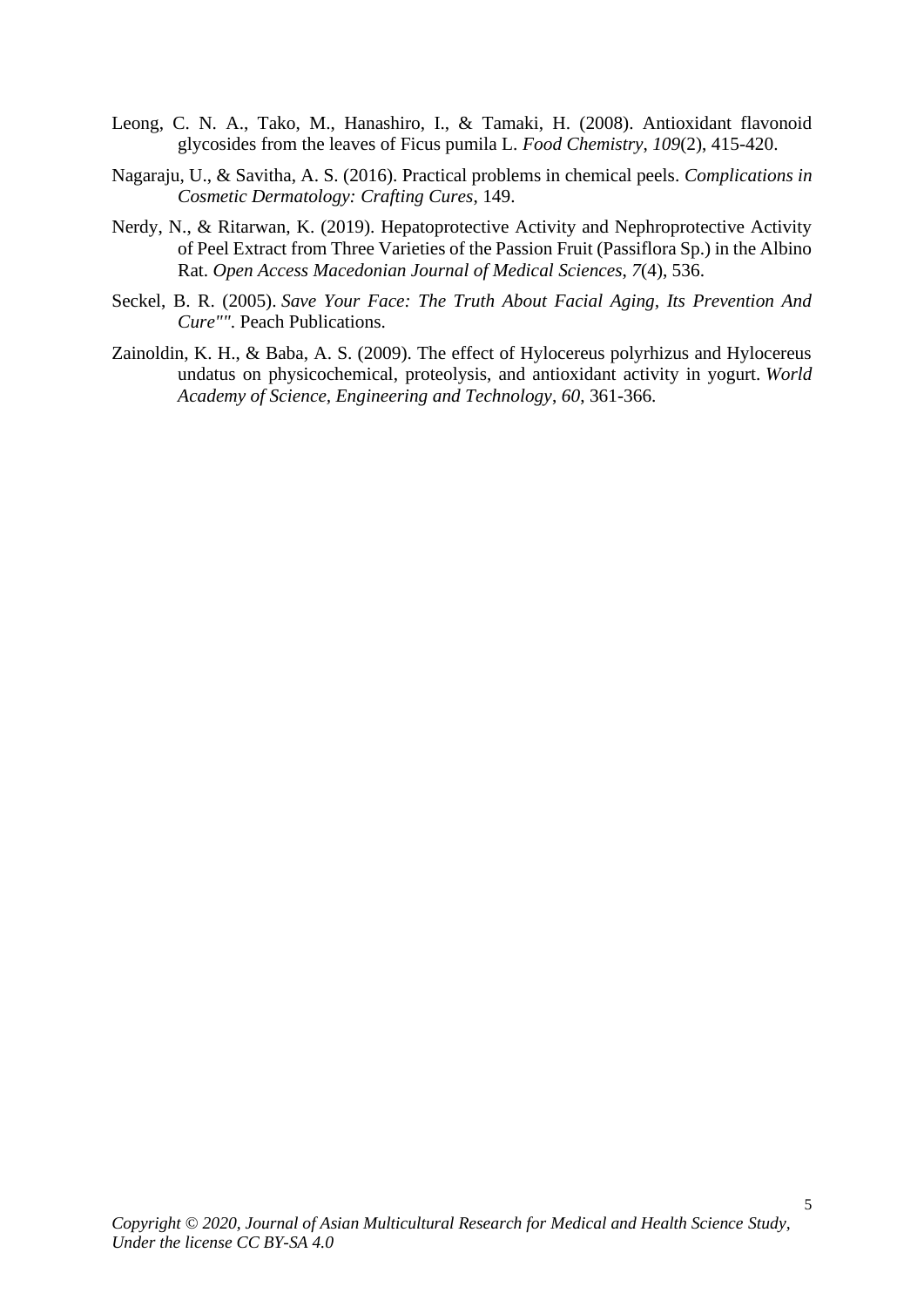Leong, C. N. A., Tako, M., Hanashiro, I., & Tamaki, H. (2008). Antioxidant flavonoid glycosides from the leaves of Ficus pumila L. *Food Chemistry*, *109*(2), 415-420.

Nagaraju, U., & Savitha, A. S. (2016). Practical problems in chemical peels. *Complications in Cosmetic Dermatology: Crafting Cures*, 149.

Nerdy, N., & Ritarwan, K. (2019). Hepatoprotective Activity and Nephroprotective Activity of Peel Extract from Three Varieties of the Passion Fruit (Passiflora Sp.) in the Albino Rat. *Open Access Macedonian Journal of Medical Sciences*, *7*(4), 536.

Seckel, B. R. (2005). *Save Your Face: The Truth About Facial Aging, Its Prevention And Cure""*. Peach Publications.

Zainoldin, K. H., & Baba, A. S. (2009). The effect of Hylocereus polyrhizus and Hylocereus undatus on physicochemical, proteolysis, and antioxidant activity in yogurt. *World Academy of Science, Engineering and Technology*, *60*, 361-366.